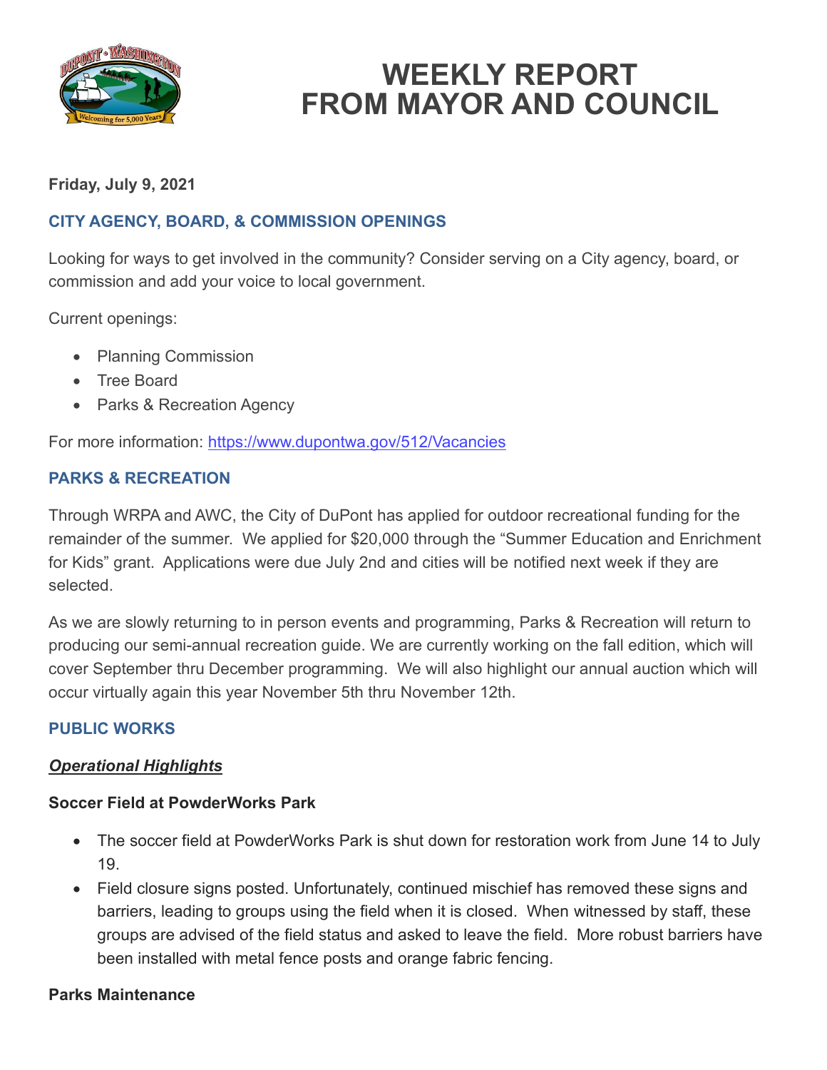# WEEKLY REPORT FROM MAYOR AND COUNCIL

**Friday, July 9, 2021**

## CITY AGENCY, BOARD, & COMMISSION OPENINGS

Looking for ways to get involved in the community? Consider serving on a City agency, board, or commission and add your voice to local government.

Current openings:

- Planning Commission
- Tree Board
- Parks & Recreation Agency

For more information: https://www.dupontwa.gov/512/Vacancies

## PARKS & RECREATION

Through WRPA and AWC, the City of DuPont has applied for outdoor recreational funding for the remainder of the summer. We applied for $20,000 through the "Summer Education and Enrichment for Kids" grant. Applications were due July 2nd and cities will be notified next week if they are selected.

As we are slowly returning to in person events and programming, Parks & Recreation will return to producing our semi-annual recreation guide. We are currently working on the fall edition, which will cover September thru December programming. We will also highlight our annual auction which will occur virtually again this year November 5th thru November 12th.

## PUBLIC WORKS

***Operational Highlights***

**Soccer Field at PowderWorks Park**

- The soccer field at PowderWorks Park is shut down for restoration work from June 14 to July 19.
- Field closure signs posted. Unfortunately, continued mischief has removed these signs and barriers, leading to groups using the field when it is closed. When witnessed by staff, these groups are advised of the field status and asked to leave the field. More robust barriers have been installed with metal fence posts and orange fabric fencing.

**Parks Maintenance**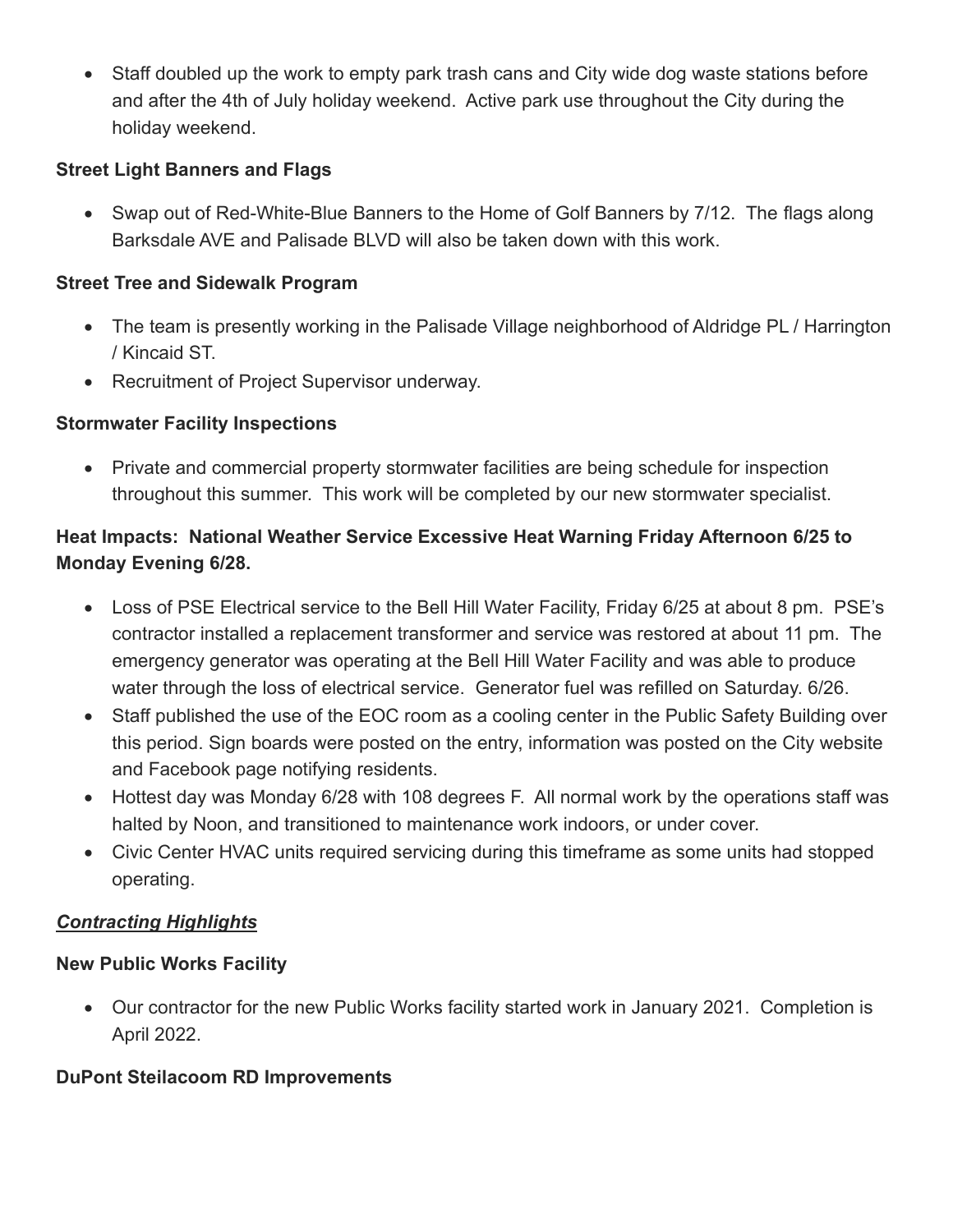- Staff doubled up the work to empty park trash cans and City wide dog waste stations before and after the 4th of July holiday weekend. Active park use throughout the City during the holiday weekend.

**Street Light Banners and Flags**

- Swap out of Red-White-Blue Banners to the Home of Golf Banners by 7/12. The flags along Barksdale AVE and Palisade BLVD will also be taken down with this work.

**Street Tree and Sidewalk Program**

- The team is presently working in the Palisade Village neighborhood of Aldridge PL / Harrington / Kincaid ST.
- Recruitment of Project Supervisor underway.

**Stormwater Facility Inspections**

- Private and commercial property stormwater facilities are being schedule for inspection throughout this summer. This work will be completed by our new stormwater specialist.

**Heat Impacts: National Weather Service Excessive Heat Warning Friday Afternoon 6/25 to Monday Evening 6/28.**

- Loss of PSE Electrical service to the Bell Hill Water Facility, Friday 6/25 at about 8 pm. PSE's contractor installed a replacement transformer and service was restored at about 11 pm. The emergency generator was operating at the Bell Hill Water Facility and was able to produce water through the loss of electrical service. Generator fuel was refilled on Saturday. 6/26.
- Staff published the use of the EOC room as a cooling center in the Public Safety Building over this period. Sign boards were posted on the entry, information was posted on the City website and Facebook page notifying residents.
- Hottest day was Monday 6/28 with 108 degrees F. All normal work by the operations staff was halted by Noon, and transitioned to maintenance work indoors, or under cover.
- Civic Center HVAC units required servicing during this timeframe as some units had stopped operating.

***Contracting Highlights***

**New Public Works Facility**

- Our contractor for the new Public Works facility started work in January 2021. Completion is April 2022.

**DuPont Steilacoom RD Improvements**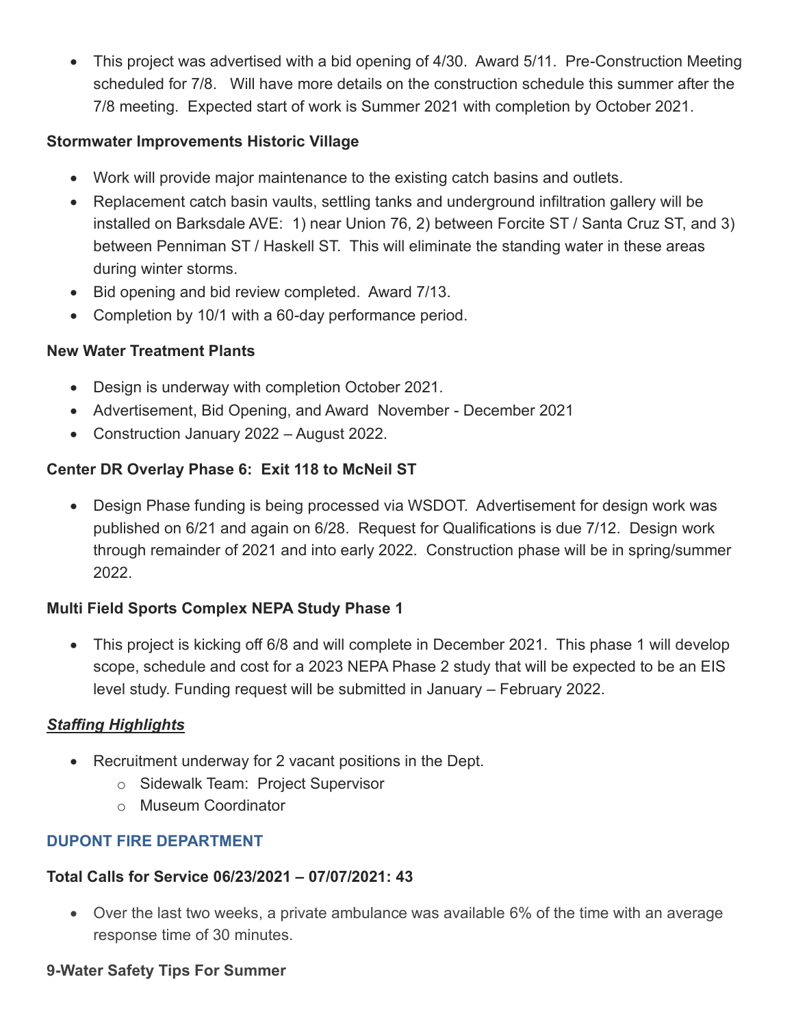- This project was advertised with a bid opening of 4/30. Award 5/11. Pre-Construction Meeting scheduled for 7/8. Will have more details on the construction schedule this summer after the 7/8 meeting. Expected start of work is Summer 2021 with completion by October 2021.

**Stormwater Improvements Historic Village**

- Work will provide major maintenance to the existing catch basins and outlets.
- Replacement catch basin vaults, settling tanks and underground infiltration gallery will be installed on Barksdale AVE: 1) near Union 76, 2) between Forcite ST / Santa Cruz ST, and 3) between Penniman ST / Haskell ST. This will eliminate the standing water in these areas during winter storms.
- Bid opening and bid review completed. Award 7/13.
- Completion by 10/1 with a 60-day performance period.

**New Water Treatment Plants**

- Design is underway with completion October 2021.
- Advertisement, Bid Opening, and Award November - December 2021
- Construction January 2022 – August 2022.

**Center DR Overlay Phase 6: Exit 118 to McNeil ST**

- Design Phase funding is being processed via WSDOT. Advertisement for design work was published on 6/21 and again on 6/28. Request for Qualifications is due 7/12. Design work through remainder of 2021 and into early 2022. Construction phase will be in spring/summer 2022.

**Multi Field Sports Complex NEPA Study Phase 1**

- This project is kicking off 6/8 and will complete in December 2021. This phase 1 will develop scope, schedule and cost for a 2023 NEPA Phase 2 study that will be expected to be an EIS level study. Funding request will be submitted in January – February 2022.

***Staffing Highlights***

- Recruitment underway for 2 vacant positions in the Dept.
  - Sidewalk Team: Project Supervisor
  - Museum Coordinator

## DUPONT FIRE DEPARTMENT

**Total Calls for Service 06/23/2021 – 07/07/2021: 43**

- Over the last two weeks, a private ambulance was available 6% of the time with an average response time of 30 minutes.

**9-Water Safety Tips For Summer**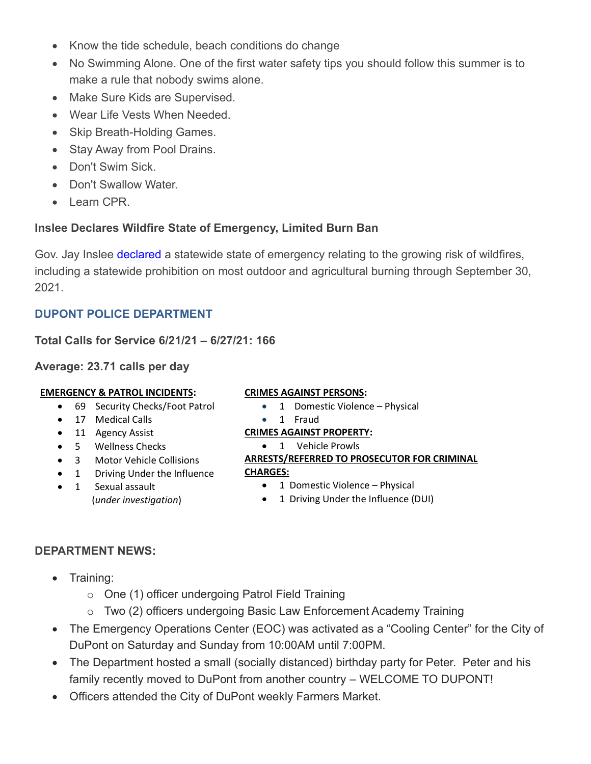- Know the tide schedule, beach conditions do change
- No Swimming Alone. One of the first water safety tips you should follow this summer is to make a rule that nobody swims alone.
- Make Sure Kids are Supervised.
- Wear Life Vests When Needed.
- Skip Breath-Holding Games.
- Stay Away from Pool Drains.
- Don't Swim Sick.
- Don't Swallow Water.
- Learn CPR.

**Inslee Declares Wildfire State of Emergency, Limited Burn Ban**

Gov. Jay Inslee declared a statewide state of emergency relating to the growing risk of wildfires, including a statewide prohibition on most outdoor and agricultural burning through September 30, 2021.

## DUPONT POLICE DEPARTMENT

**Total Calls for Service 6/21/21 – 6/27/21: 166**

**Average: 23.71 calls per day**

**EMERGENCY & PATROL INCIDENTS:**

- 69 Security Checks/Foot Patrol
- 17 Medical Calls
- 11 Agency Assist
- 5 Wellness Checks
- 3 Motor Vehicle Collisions
- 1 Driving Under the Influence
- 1 Sexual assault (*under investigation*)

**CRIMES AGAINST PERSONS:**

- 1 Domestic Violence – Physical
- 1 Fraud

**CRIMES AGAINST PROPERTY:**

- 1 Vehicle Prowls

**ARRESTS/REFERRED TO PROSECUTOR FOR CRIMINAL CHARGES:**

- 1 Domestic Violence – Physical
- 1 Driving Under the Influence (DUI)

**DEPARTMENT NEWS:**

- Training:
  - One (1) officer undergoing Patrol Field Training
  - Two (2) officers undergoing Basic Law Enforcement Academy Training
- The Emergency Operations Center (EOC) was activated as a "Cooling Center" for the City of DuPont on Saturday and Sunday from 10:00AM until 7:00PM.
- The Department hosted a small (socially distanced) birthday party for Peter. Peter and his family recently moved to DuPont from another country – WELCOME TO DUPONT!
- Officers attended the City of DuPont weekly Farmers Market.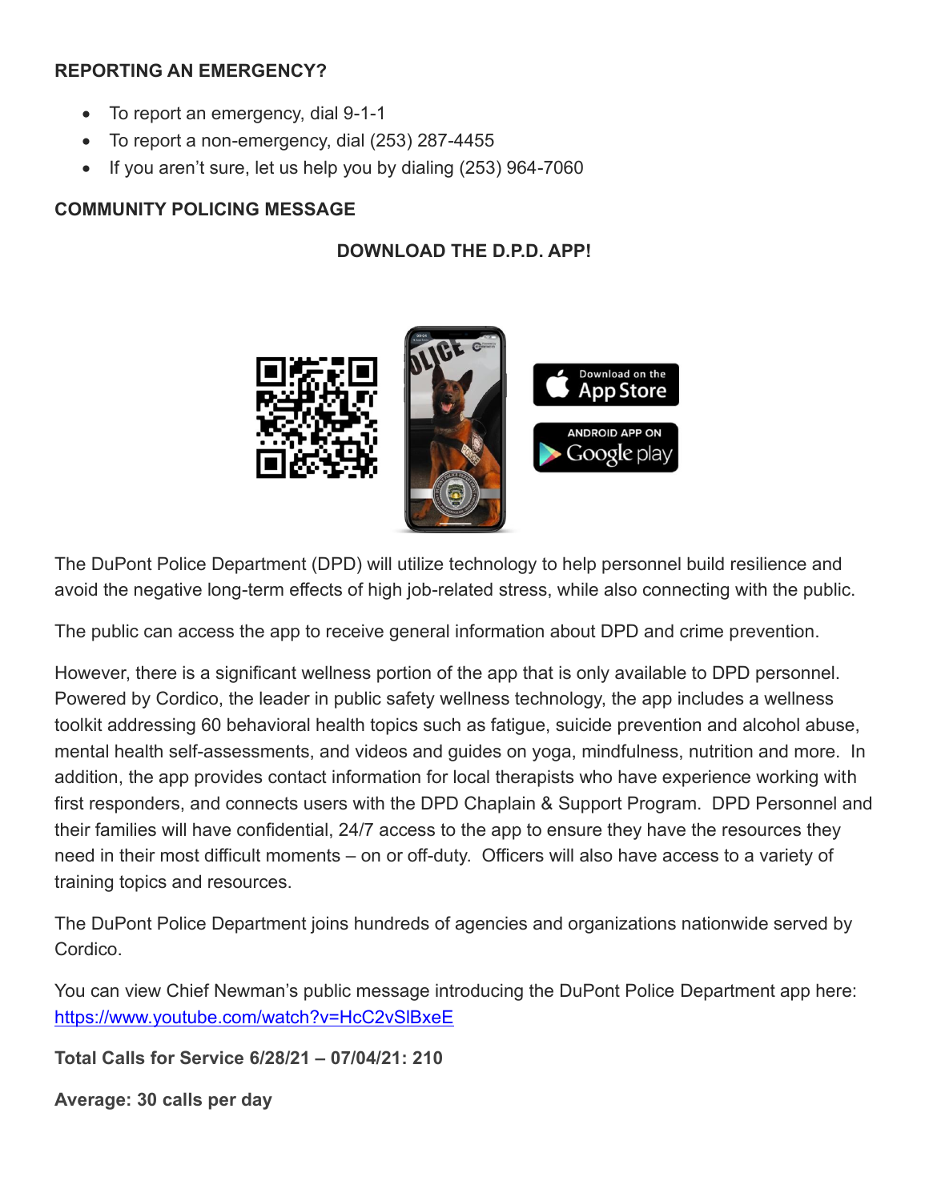**REPORTING AN EMERGENCY?**

- To report an emergency, dial 9-1-1
- To report a non-emergency, dial (253) 287-4455
- If you aren't sure, let us help you by dialing (253) 964-7060

**COMMUNITY POLICING MESSAGE**

**DOWNLOAD THE D.P.D. APP!**

The DuPont Police Department (DPD) will utilize technology to help personnel build resilience and avoid the negative long-term effects of high job-related stress, while also connecting with the public.

The public can access the app to receive general information about DPD and crime prevention.

However, there is a significant wellness portion of the app that is only available to DPD personnel. Powered by Cordico, the leader in public safety wellness technology, the app includes a wellness toolkit addressing 60 behavioral health topics such as fatigue, suicide prevention and alcohol abuse, mental health self-assessments, and videos and guides on yoga, mindfulness, nutrition and more. In addition, the app provides contact information for local therapists who have experience working with first responders, and connects users with the DPD Chaplain & Support Program. DPD Personnel and their families will have confidential, 24/7 access to the app to ensure they have the resources they need in their most difficult moments – on or off-duty. Officers will also have access to a variety of training topics and resources.

The DuPont Police Department joins hundreds of agencies and organizations nationwide served by Cordico.

You can view Chief Newman's public message introducing the DuPont Police Department app here: https://www.youtube.com/watch?v=HcC2vSlBxeE

**Total Calls for Service 6/28/21 – 07/04/21: 210**

**Average: 30 calls per day**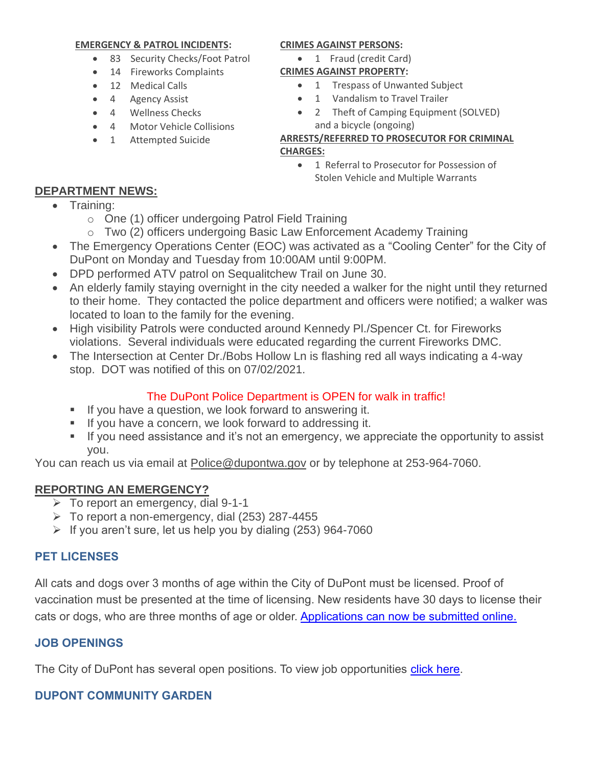**EMERGENCY & PATROL INCIDENTS:**

- 83 Security Checks/Foot Patrol
- 14 Fireworks Complaints
- 12 Medical Calls
- 4 Agency Assist
- 4 Wellness Checks
- 4 Motor Vehicle Collisions
- 1 Attempted Suicide

**CRIMES AGAINST PERSONS:**

- 1 Fraud (credit Card)

**CRIMES AGAINST PROPERTY:**

- 1 Trespass of Unwanted Subject
- 1 Vandalism to Travel Trailer
- 2 Theft of Camping Equipment (SOLVED) and a bicycle (ongoing)

**ARRESTS/REFERRED TO PROSECUTOR FOR CRIMINAL CHARGES:**

- 1 Referral to Prosecutor for Possession of Stolen Vehicle and Multiple Warrants

## DEPARTMENT NEWS:

- Training:
  - One (1) officer undergoing Patrol Field Training
  - Two (2) officers undergoing Basic Law Enforcement Academy Training
- The Emergency Operations Center (EOC) was activated as a "Cooling Center" for the City of DuPont on Monday and Tuesday from 10:00AM until 9:00PM.
- DPD performed ATV patrol on Sequalitchew Trail on June 30.
- An elderly family staying overnight in the city needed a walker for the night until they returned to their home. They contacted the police department and officers were notified; a walker was located to loan to the family for the evening.
- High visibility Patrols were conducted around Kennedy Pl./Spencer Ct. for Fireworks violations. Several individuals were educated regarding the current Fireworks DMC.
- The Intersection at Center Dr./Bobs Hollow Ln is flashing red all ways indicating a 4-way stop. DOT was notified of this on 07/02/2021.

The DuPont Police Department is OPEN for walk in traffic!

- If you have a question, we look forward to answering it.
- If you have a concern, we look forward to addressing it.
- If you need assistance and it's not an emergency, we appreciate the opportunity to assist you.

You can reach us via email at Police@dupontwa.gov or by telephone at 253-964-7060.

## REPORTING AN EMERGENCY?

- To report an emergency, dial 9-1-1
- To report a non-emergency, dial (253) 287-4455
- If you aren't sure, let us help you by dialing (253) 964-7060

## PET LICENSES

All cats and dogs over 3 months of age within the City of DuPont must be licensed. Proof of vaccination must be presented at the time of licensing. New residents have 30 days to license their cats or dogs, who are three months of age or older. Applications can now be submitted online.

## JOB OPENINGS

The City of DuPont has several open positions. To view job opportunities click here.

## DUPONT COMMUNITY GARDEN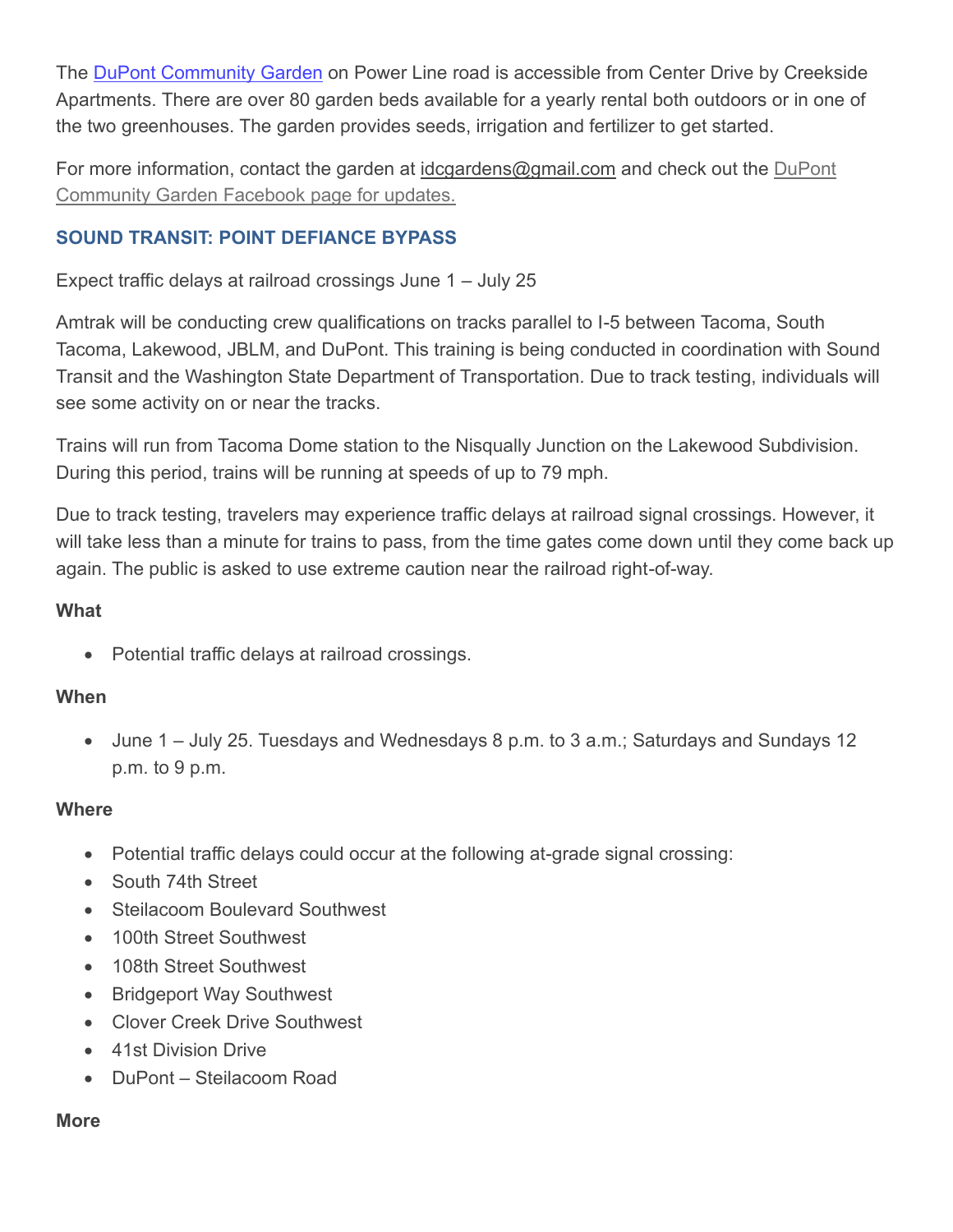The [DuPont Community Garden](#) on Power Line road is accessible from Center Drive by Creekside Apartments. There are over 80 garden beds available for a yearly rental both outdoors or in one of the two greenhouses. The garden provides seeds, irrigation and fertilizer to get started.

For more information, contact the garden at idcgardens@gmail.com and check out the [DuPont Community Garden Facebook page for updates.](#)

## SOUND TRANSIT: POINT DEFIANCE BYPASS

Expect traffic delays at railroad crossings June 1 – July 25

Amtrak will be conducting crew qualifications on tracks parallel to I-5 between Tacoma, South Tacoma, Lakewood, JBLM, and DuPont. This training is being conducted in coordination with Sound Transit and the Washington State Department of Transportation. Due to track testing, individuals will see some activity on or near the tracks.

Trains will run from Tacoma Dome station to the Nisqually Junction on the Lakewood Subdivision. During this period, trains will be running at speeds of up to 79 mph.

Due to track testing, travelers may experience traffic delays at railroad signal crossings. However, it will take less than a minute for trains to pass, from the time gates come down until they come back up again. The public is asked to use extreme caution near the railroad right-of-way.

**What**

- Potential traffic delays at railroad crossings.

**When**

- June 1 – July 25. Tuesdays and Wednesdays 8 p.m. to 3 a.m.; Saturdays and Sundays 12 p.m. to 9 p.m.

**Where**

- Potential traffic delays could occur at the following at-grade signal crossing:
- South 74th Street
- Steilacoom Boulevard Southwest
- 100th Street Southwest
- 108th Street Southwest
- Bridgeport Way Southwest
- Clover Creek Drive Southwest
- 41st Division Drive
- DuPont – Steilacoom Road

**More**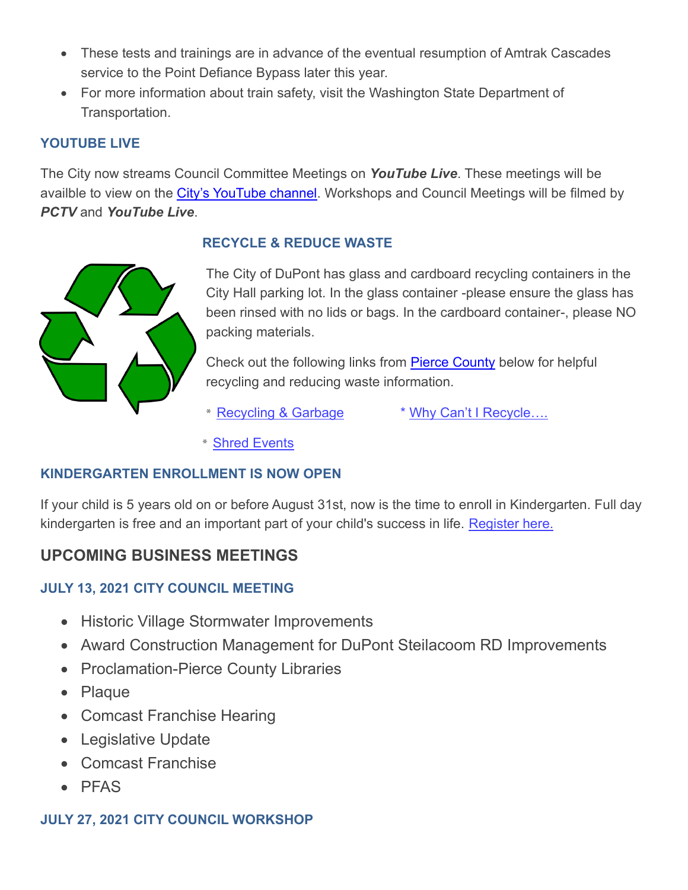- These tests and trainings are in advance of the eventual resumption of Amtrak Cascades service to the Point Defiance Bypass later this year.
- For more information about train safety, visit the Washington State Department of Transportation.

### YOUTUBE LIVE

The City now streams Council Committee Meetings on ***YouTube Live***. These meetings will be availble to view on the City's YouTube channel. Workshops and Council Meetings will be filmed by ***PCTV*** and ***YouTube Live***.

### RECYCLE & REDUCE WASTE

The City of DuPont has glass and cardboard recycling containers in the City Hall parking lot. In the glass container -please ensure the glass has been rinsed with no lids or bags. In the cardboard container-, please NO packing materials.

Check out the following links from Pierce County below for helpful recycling and reducing waste information.

* Recycling & Garbage
* Why Can't I Recycle….
* Shred Events

### KINDERGARTEN ENROLLMENT IS NOW OPEN

If your child is 5 years old on or before August 31st, now is the time to enroll in Kindergarten. Full day kindergarten is free and an important part of your child's success in life. Register here.

## UPCOMING BUSINESS MEETINGS

### JULY 13, 2021 CITY COUNCIL MEETING

- Historic Village Stormwater Improvements
- Award Construction Management for DuPont Steilacoom RD Improvements
- Proclamation-Pierce County Libraries
- Plaque
- Comcast Franchise Hearing
- Legislative Update
- Comcast Franchise
- PFAS

### JULY 27, 2021 CITY COUNCIL WORKSHOP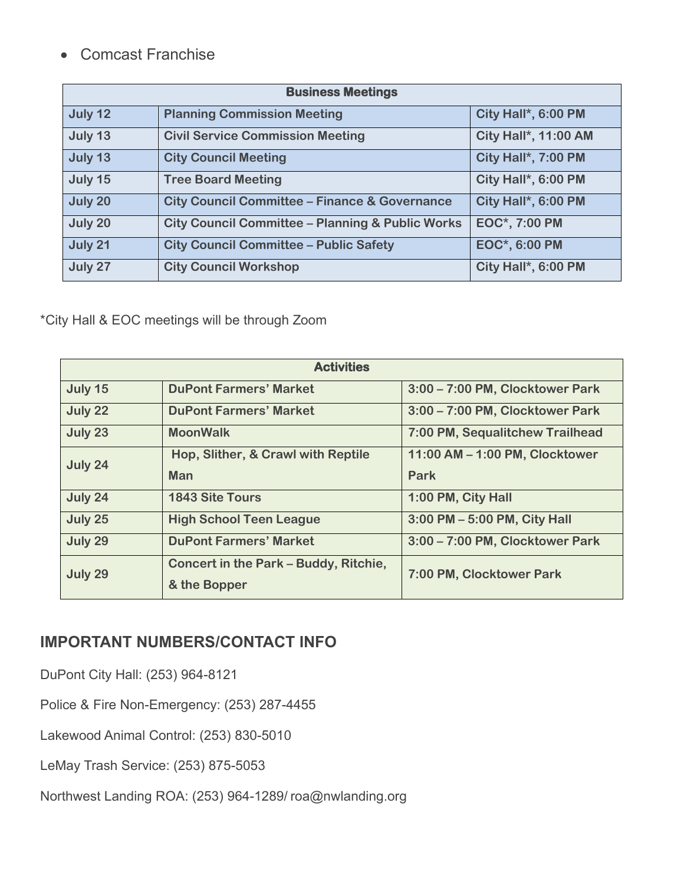- Comcast Franchise

| Business Meetings | | |
|---|---|---|
| **July 12** | **Planning Commission Meeting** | **City Hall*, 6:00 PM** |
| **July 13** | **Civil Service Commission Meeting** | **City Hall*, 11:00 AM** |
| **July 13** | **City Council Meeting** | **City Hall*, 7:00 PM** |
| **July 15** | **Tree Board Meeting** | **City Hall*, 6:00 PM** |
| **July 20** | **City Council Committee – Finance & Governance** | **City Hall*, 6:00 PM** |
| **July 20** | **City Council Committee – Planning & Public Works** | **EOC*, 7:00 PM** |
| **July 21** | **City Council Committee – Public Safety** | **EOC*, 6:00 PM** |
| **July 27** | **City Council Workshop** | **City Hall*, 6:00 PM** |

*City Hall & EOC meetings will be through Zoom

| Activities | | |
|---|---|---|
| **July 15** | **DuPont Farmers' Market** | **3:00 – 7:00 PM, Clocktower Park** |
| **July 22** | **DuPont Farmers' Market** | **3:00 – 7:00 PM, Clocktower Park** |
| **July 23** | **MoonWalk** | **7:00 PM, Sequalitchew Trailhead** |
| **July 24** | **Hop, Slither, & Crawl with Reptile Man** | **11:00 AM – 1:00 PM, Clocktower Park** |
| **July 24** | **1843 Site Tours** | **1:00 PM, City Hall** |
| **July 25** | **High School Teen League** | **3:00 PM – 5:00 PM, City Hall** |
| **July 29** | **DuPont Farmers' Market** | **3:00 – 7:00 PM, Clocktower Park** |
| **July 29** | **Concert in the Park – Buddy, Ritchie, & the Bopper** | **7:00 PM, Clocktower Park** |

## IMPORTANT NUMBERS/CONTACT INFO

DuPont City Hall: (253) 964-8121

Police & Fire Non-Emergency: (253) 287-4455

Lakewood Animal Control: (253) 830-5010

LeMay Trash Service: (253) 875-5053

Northwest Landing ROA: (253) 964-1289/ roa@nwlanding.org